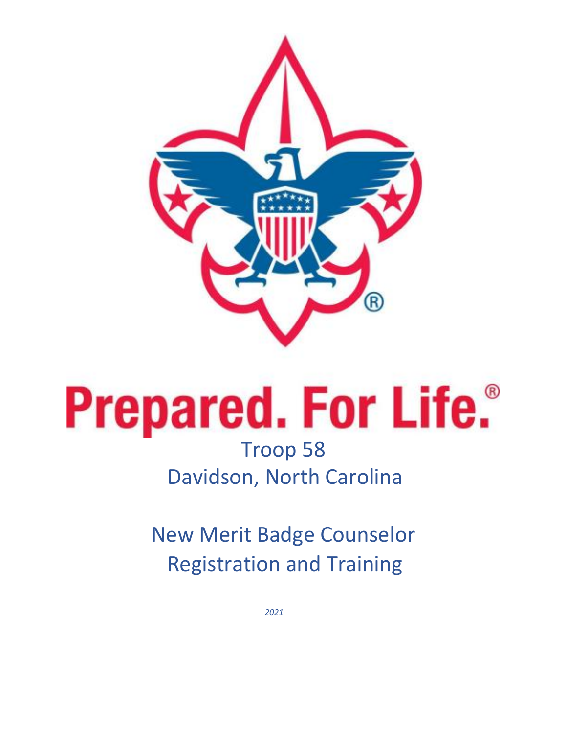# Prepared. For Life.®

## Troop 58
## Davidson, North Carolina

## New Merit Badge Counselor Registration and Training

*2021*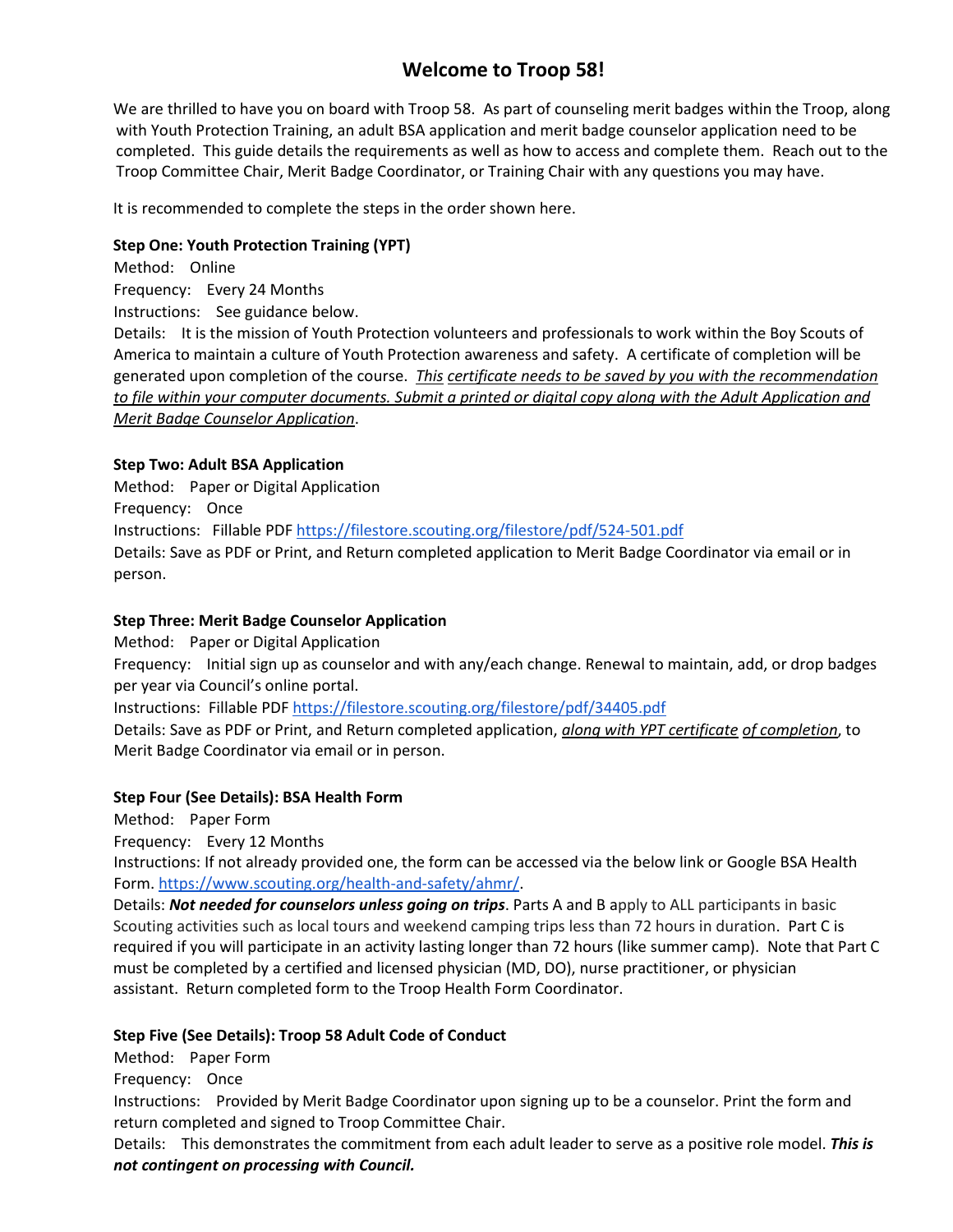# Welcome to Troop 58!

We are thrilled to have you on board with Troop 58. As part of counseling merit badges within the Troop, along with Youth Protection Training, an adult BSA application and merit badge counselor application need to be completed. This guide details the requirements as well as how to access and complete them. Reach out to the Troop Committee Chair, Merit Badge Coordinator, or Training Chair with any questions you may have.

It is recommended to complete the steps in the order shown here.

**Step One: Youth Protection Training (YPT)**

Method: Online

Frequency: Every 24 Months

Instructions: See guidance below.

Details: It is the mission of Youth Protection volunteers and professionals to work within the Boy Scouts of America to maintain a culture of Youth Protection awareness and safety. A certificate of completion will be generated upon completion of the course. *This certificate needs to be saved by you with the recommendation to file within your computer documents. Submit a printed or digital copy along with the Adult Application and Merit Badge Counselor Application*.

**Step Two: Adult BSA Application**

Method: Paper or Digital Application

Frequency: Once

Instructions: Fillable PDF https://filestore.scouting.org/filestore/pdf/524-501.pdf

Details: Save as PDF or Print, and Return completed application to Merit Badge Coordinator via email or in person.

**Step Three: Merit Badge Counselor Application**

Method: Paper or Digital Application

Frequency: Initial sign up as counselor and with any/each change. Renewal to maintain, add, or drop badges per year via Council's online portal.

Instructions: Fillable PDF https://filestore.scouting.org/filestore/pdf/34405.pdf

Details: Save as PDF or Print, and Return completed application, *along with YPT certificate of completion*, to Merit Badge Coordinator via email or in person.

**Step Four (See Details): BSA Health Form**

Method: Paper Form

Frequency: Every 12 Months

Instructions: If not already provided one, the form can be accessed via the below link or Google BSA Health Form. https://www.scouting.org/health-and-safety/ahmr/.

Details: ***Not needed for counselors unless going on trips***. Parts A and B apply to ALL participants in basic Scouting activities such as local tours and weekend camping trips less than 72 hours in duration. Part C is required if you will participate in an activity lasting longer than 72 hours (like summer camp). Note that Part C must be completed by a certified and licensed physician (MD, DO), nurse practitioner, or physician assistant. Return completed form to the Troop Health Form Coordinator.

**Step Five (See Details): Troop 58 Adult Code of Conduct**

Method: Paper Form

Frequency: Once

Instructions: Provided by Merit Badge Coordinator upon signing up to be a counselor. Print the form and return completed and signed to Troop Committee Chair.

Details: This demonstrates the commitment from each adult leader to serve as a positive role model. ***This is not contingent on processing with Council.***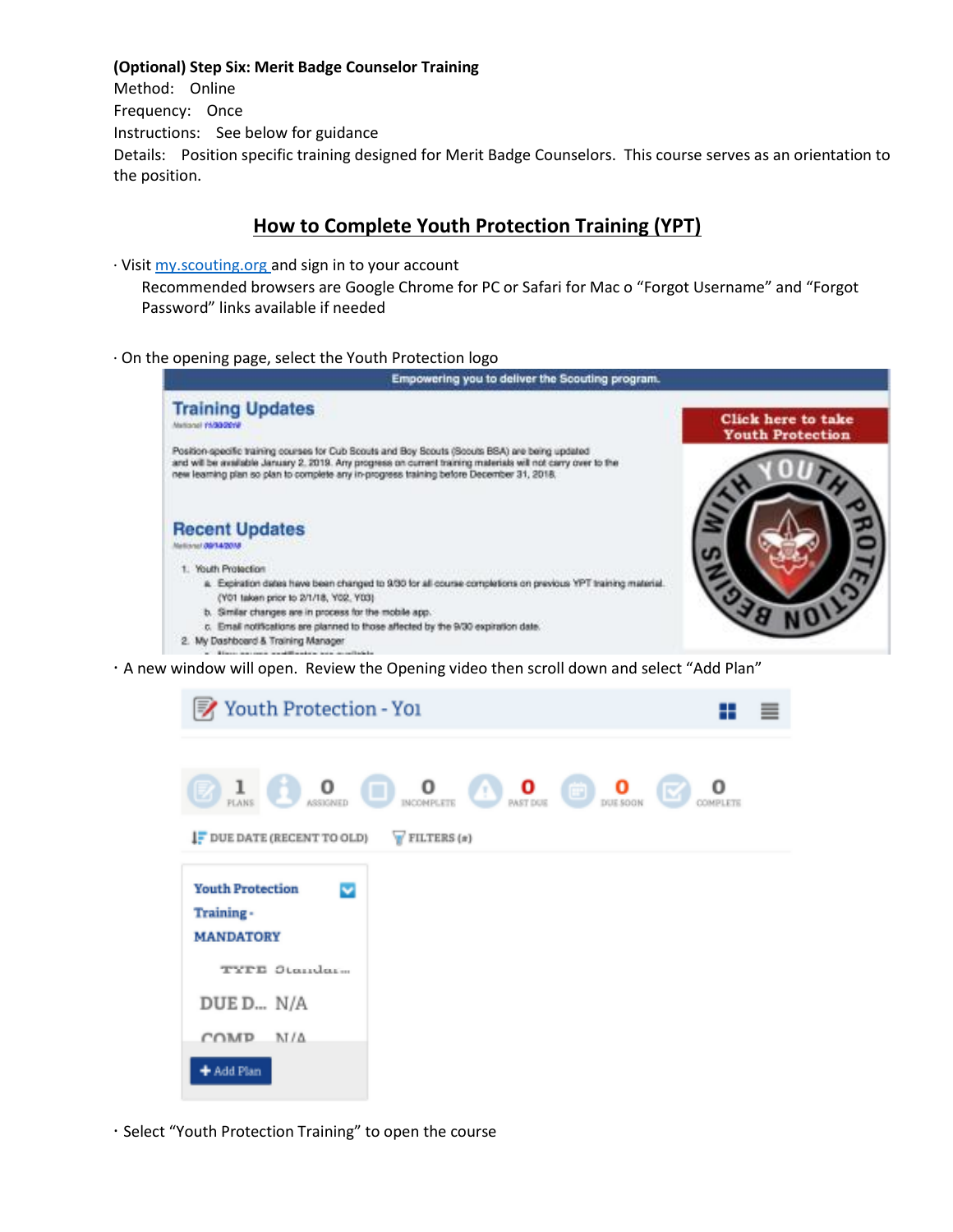**(Optional) Step Six: Merit Badge Counselor Training**

Method: Online

Frequency: Once

Instructions: See below for guidance

Details: Position specific training designed for Merit Badge Counselors. This course serves as an orientation to the position.

## How to Complete Youth Protection Training (YPT)

- Visit [my.scouting.org](my.scouting.org) and sign in to your account

  Recommended browsers are Google Chrome for PC or Safari for Mac o "Forgot Username" and "Forgot Password" links available if needed

- On the opening page, select the Youth Protection logo

- A new window will open. Review the Opening video then scroll down and select "Add Plan"

- Select "Youth Protection Training" to open the course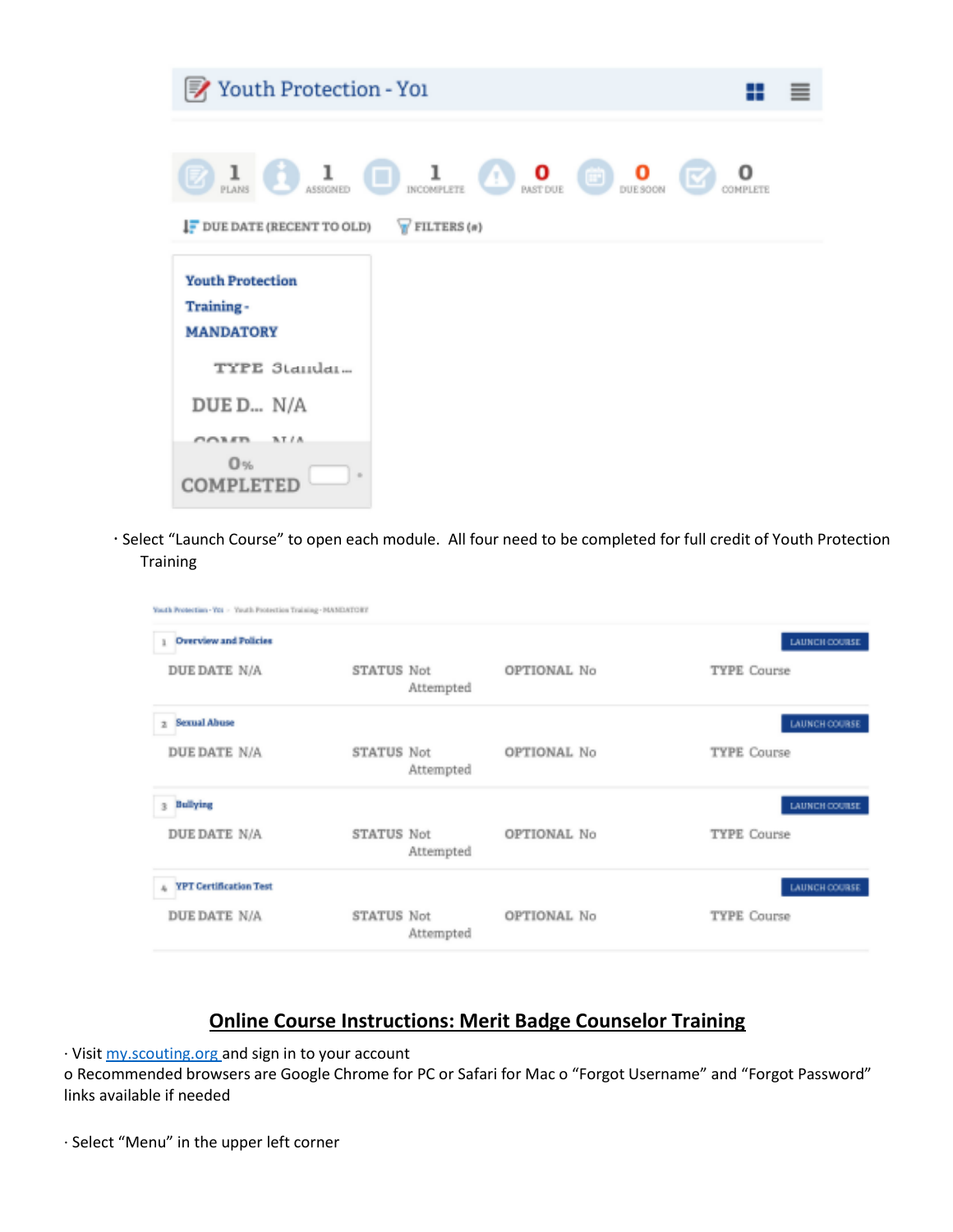· Select "Launch Course" to open each module. All four need to be completed for full credit of Youth Protection Training

## Online Course Instructions: Merit Badge Counselor Training

· Visit [my.scouting.org](my.scouting.org) and sign in to your account

o Recommended browsers are Google Chrome for PC or Safari for Mac o "Forgot Username" and "Forgot Password" links available if needed

· Select "Menu" in the upper left corner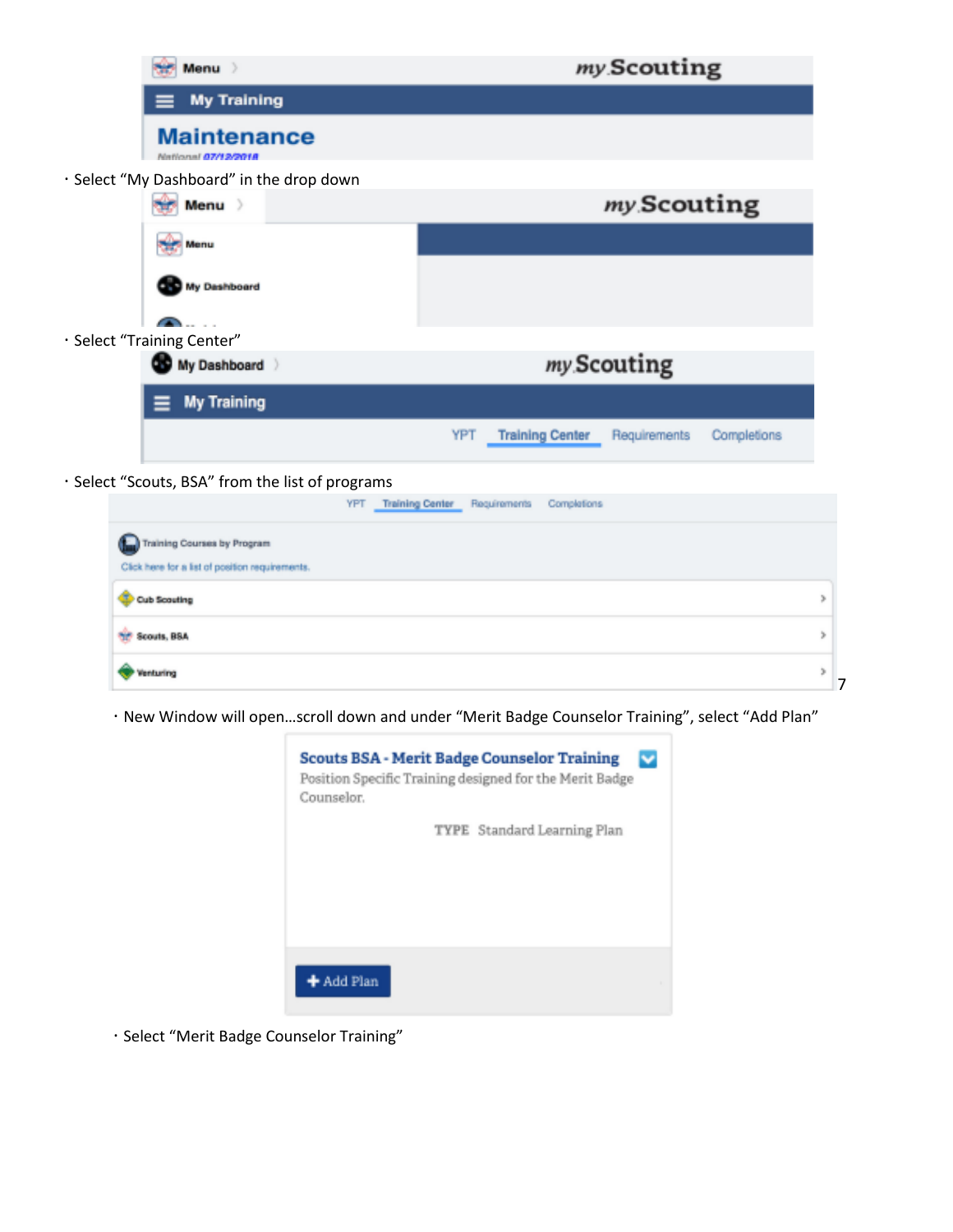- Select “My Dashboard” in the drop down
- Select “Training Center”
- Select “Scouts, BSA” from the list of programs
- New Window will open…scroll down and under “Merit Badge Counselor Training”, select “Add Plan”
- Select “Merit Badge Counselor Training”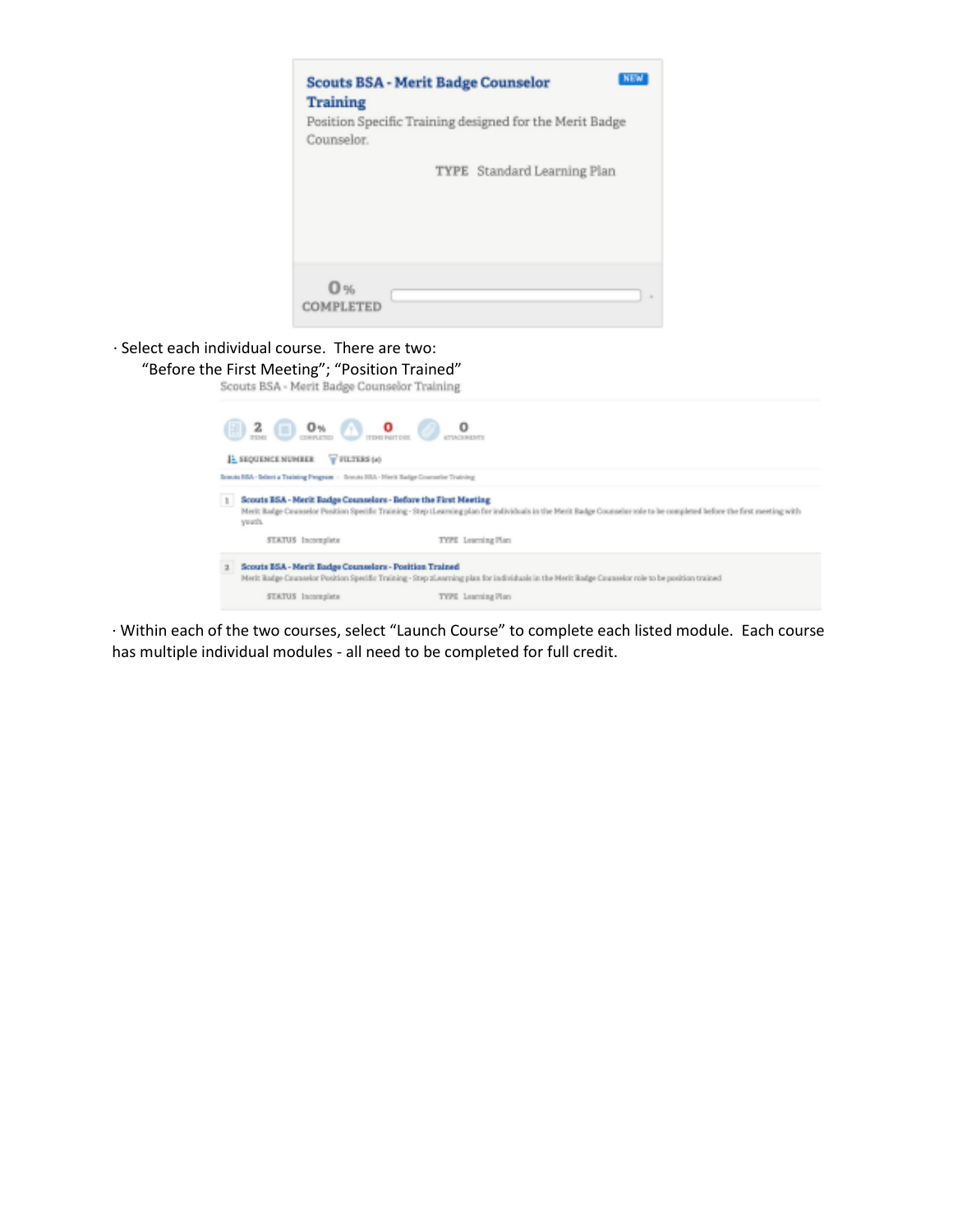**Scouts BSA - Merit Badge Counselor Training** NEW

Position Specific Training designed for the Merit Badge Counselor.

TYPE Standard Learning Plan

0% COMPLETED

· Select each individual course. There are two:

"Before the First Meeting"; "Position Trained"

Scouts BSA - Merit Badge Counselor Training

2 ITEMS 0% COMPLETED 0 ITEMS PAST DUE 0 ATTACHMENTS

SEQUENCE NUMBER FILTERS (0)

Scouts BSA - Select a Training Program > Scouts BSA - Merit Badge Counselor Training

1 **Scouts BSA - Merit Badge Counselors - Before the First Meeting**

Merit Badge Counselor Position Specific Training - Step 1 Learning plan for individuals in the Merit Badge Counselor role to be completed before the first meeting with youth.

STATUS Incomplete TYPE Learning Plan

2 **Scouts BSA - Merit Badge Counselors - Position Trained**

Merit Badge Counselor Position Specific Training - Step 2 Learning plan for individuals in the Merit Badge Counselor role to be position trained

STATUS Incomplete TYPE Learning Plan

· Within each of the two courses, select "Launch Course" to complete each listed module. Each course has multiple individual modules - all need to be completed for full credit.